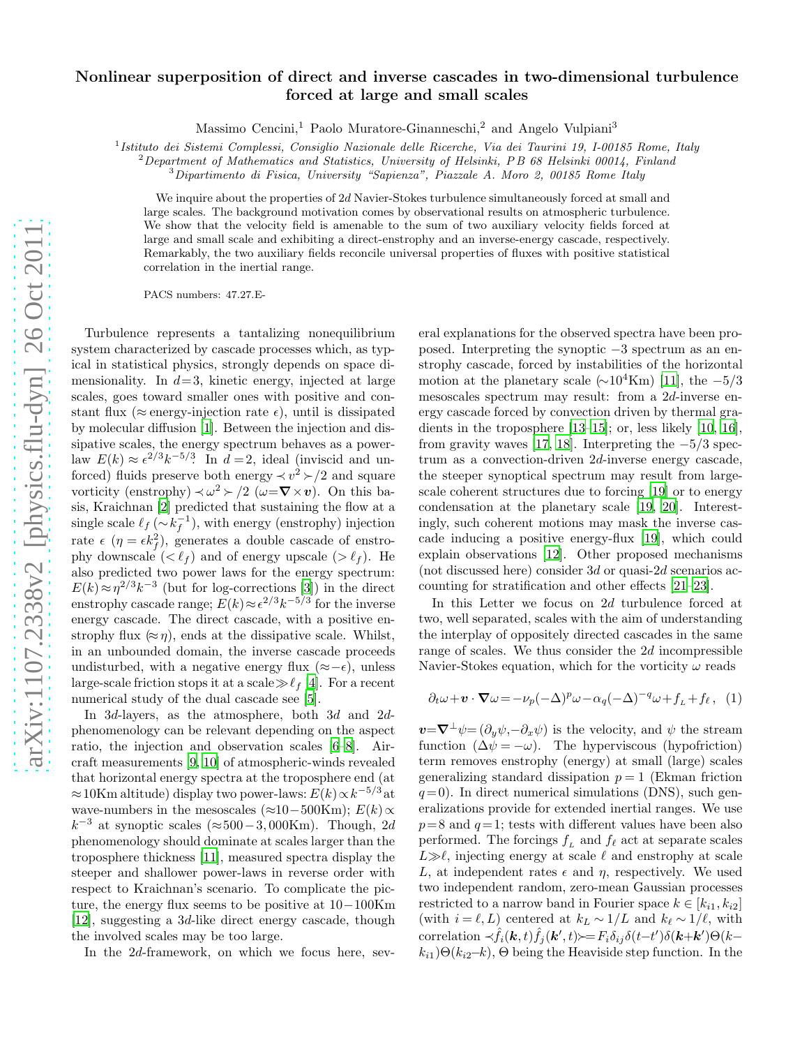# Nonlinear superposition of direct and inverse cascades in two-dimensional turbulence forced at large and small scales

Massimo Cencini,[1] Paolo Muratore-Ginanneschi,[2] and Angelo Vulpiani[3]

[1] *Istituto dei Sistemi Complessi, Consiglio Nazionale delle Ricerche, Via dei Taurini 19, I-00185 Rome, Italy*
[2] *Department of Mathematics and Statistics, University of Helsinki, P B 68 Helsinki 00014, Finland*
[3] *Dipartimento di Fisica, University "Sapienza", Piazzale A. Moro 2, 00185 Rome Italy*

We inquire about the properties of $2d$ Navier-Stokes turbulence simultaneously forced at small and large scales. The background motivation comes by observational results on atmospheric turbulence. We show that the velocity field is amenable to the sum of two auxiliary velocity fields forced at large and small scale and exhibiting a direct-enstrophy and an inverse-energy cascade, respectively. Remarkably, the two auxiliary fields reconcile universal properties of fluxes with positive statistical correlation in the inertial range.

PACS numbers: 47.27.E-

Turbulence represents a tantalizing nonequilibrium system characterized by cascade processes which, as typical in statistical physics, strongly depends on space dimensionality. In $d=3$, kinetic energy, injected at large scales, goes toward smaller ones with positive and constant flux ($\approx$ energy-injection rate $\epsilon$), until is dissipated by molecular diffusion [1]. Between the injection and dissipative scales, the energy spectrum behaves as a power-law $E(k) \approx \epsilon^{2/3}k^{-5/3}$. In $d=2$, ideal (inviscid and unforced) fluids preserve both energy $\prec v^2 \succ/2$ and square vorticity (enstrophy) $\prec \omega^2 \succ/2$ ($\omega = \boldsymbol{\nabla}\times\boldsymbol{v}$). On this basis, Kraichnan [2] predicted that sustaining the flow at a single scale $\ell_f$ ($\sim k_f^{-1}$), with energy (enstrophy) injection rate $\epsilon$ ($\eta = \epsilon k_f^2$), generates a double cascade of enstrophy downscale ($<\ell_f$) and of energy upscale ($>\ell_f$). He also predicted two power laws for the energy spectrum: $E(k) \approx \eta^{2/3}k^{-3}$ (but for log-corrections [3]) in the direct enstrophy cascade range; $E(k) \approx \epsilon^{2/3}k^{-5/3}$ for the inverse energy cascade. The direct cascade, with a positive enstrophy flux ($\approx \eta$), ends at the dissipative scale. Whilst, in an unbounded domain, the inverse cascade proceeds undisturbed, with a negative energy flux ($\approx -\epsilon$), unless large-scale friction stops it at a scale $\gg \ell_f$ [4]. For a recent numerical study of the dual cascade see [5].

In $3d$-layers, as the atmosphere, both $3d$ and $2d$-phenomenology can be relevant depending on the aspect ratio, the injection and observation scales [6–8]. Aircraft measurements [9, 10] of atmospheric-winds revealed that horizontal energy spectra at the troposphere end (at $\approx$10Km altitude) display two power-laws: $E(k) \propto k^{-5/3}$ at wave-numbers in the mesoscales ($\approx$10−500Km); $E(k) \propto k^{-3}$ at synoptic scales ($\approx$500−3,000Km). Though, $2d$ phenomenology should dominate at scales larger than the troposphere thickness [11], measured spectra display the steeper and shallower power-laws in reverse order with respect to Kraichnan's scenario. To complicate the picture, the energy flux seems to be positive at 10−100Km [12], suggesting a $3d$-like direct energy cascade, though the involved scales may be too large.

In the $2d$-framework, on which we focus here, several explanations for the observed spectra have been proposed. Interpreting the synoptic $-3$ spectrum as an enstrophy cascade, forced by instabilities of the horizontal motion at the planetary scale ($\sim$10$^4$Km) [11], the $-5/3$ mesoscales spectrum may result: from a $2d$-inverse energy cascade forced by convection driven by thermal gradients in the troposphere [13–15]; or, less likely [10, 16], from gravity waves [17, 18]. Interpreting the $-5/3$ spectrum as a convection-driven $2d$-inverse energy cascade, the steeper synoptical spectrum may result from large-scale coherent structures due to forcing [19] or to energy condensation at the planetary scale [19, 20]. Interestingly, such coherent motions may mask the inverse cascade inducing a positive energy-flux [19], which could explain observations [12]. Other proposed mechanisms (not discussed here) consider $3d$ or quasi-$2d$ scenarios accounting for stratification and other effects [21–23].

In this Letter we focus on $2d$ turbulence forced at two, well separated, scales with the aim of understanding the interplay of oppositely directed cascades in the same range of scales. We thus consider the $2d$ incompressible Navier-Stokes equation, which for the vorticity $\omega$ reads

$$\partial_t\omega + \boldsymbol{v}\cdot\boldsymbol{\nabla}\omega = -\nu_p(-\Delta)^p\omega - \alpha_q(-\Delta)^{-q}\omega + f_L + f_\ell\,, \quad (1)$$

$\boldsymbol{v} = \boldsymbol{\nabla}^\perp\psi = (\partial_y\psi, -\partial_x\psi)$ is the velocity, and $\psi$ the stream function ($\Delta\psi = -\omega$). The hyperviscous (hypofriction) term removes enstrophy (energy) at small (large) scales generalizing standard dissipation $p=1$ (Ekman friction $q=0$). In direct numerical simulations (DNS), such generalizations provide for extended inertial ranges. We use $p=8$ and $q=1$; tests with different values have been also performed. The forcings $f_L$ and $f_\ell$ act at separate scales $L \gg \ell$, injecting energy at scale $\ell$ and enstrophy at scale $L$, at independent rates $\epsilon$ and $\eta$, respectively. We used two independent random, zero-mean Gaussian processes restricted to a narrow band in Fourier space $k \in [k_{i1}, k_{i2}]$ (with $i = \ell, L$) centered at $k_L \sim 1/L$ and $k_\ell \sim 1/\ell$, with correlation $\prec \hat{f}_i(\boldsymbol{k}, t)\hat{f}_j(\boldsymbol{k}', t) \succ = F_i\delta_{ij}\delta(t-t')\delta(\boldsymbol{k}+\boldsymbol{k}')\Theta(k-k_{i1})\Theta(k_{i2}-k)$, $\Theta$ being the Heaviside step function. In the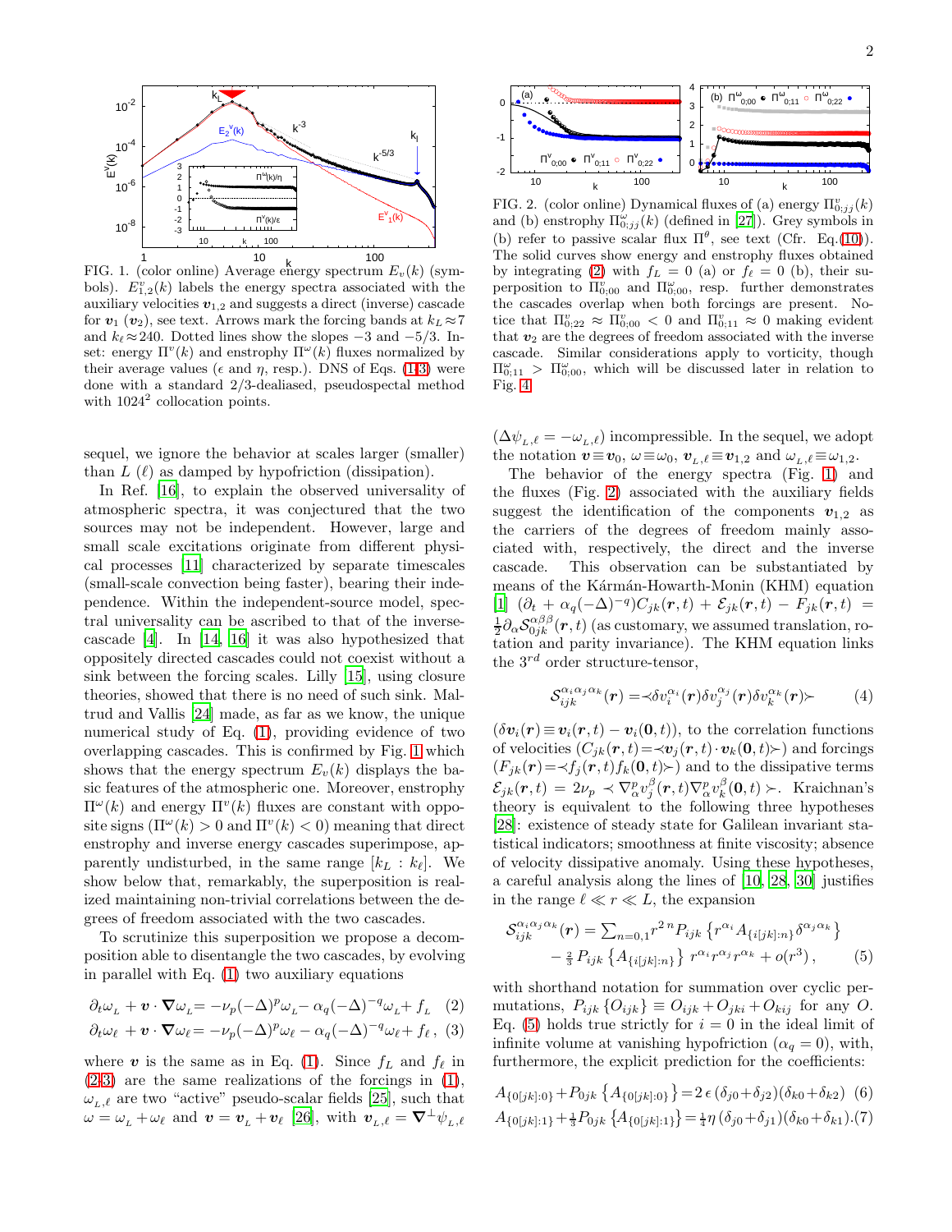k_L
10^-2
E_2^v(k)
k^-3
k_ℓ
10^-4
k^-5/3
E^v(k)
10^-6
Π^ω(k)/η
Π^v(k)/ε
E_1^v(k)
10^-8
1
10
k
100

FIG. 1. (color online) Average energy spectrum $E_v(k)$ (symbols). $E^v_{1,2}(k)$ labels the energy spectra associated with the auxiliary velocities $\boldsymbol{v}_{1,2}$ and suggests a direct (inverse) cascade for $\boldsymbol{v}_1$ ($\boldsymbol{v}_2$), see text. Arrows mark the forcing bands at $k_L \approx 7$ and $k_\ell \approx 240$. Dotted lines show the slopes $-3$ and $-5/3$. Inset: energy $\Pi^v(k)$ and enstrophy $\Pi^\omega(k)$ fluxes normalized by their average values ($\epsilon$ and $\eta$, resp.). DNS of Eqs. (1-3) were done with a standard 2/3-dealiased, pseudospectral method with $1024^2$ collocation points.

(a)
Π^v_{0;00} Π^v_{0;11} Π^v_{0;22}
(b) Π^ω_{0;00} Π^ω_{0;11} Π^ω_{0;22}
k

FIG. 2. (color online) Dynamical fluxes of (a) energy $\Pi^v_{0;jj}(k)$ and (b) enstrophy $\Pi^\omega_{0;jj}(k)$ (defined in [27]). Grey symbols in (b) refer to passive scalar flux $\Pi^\theta$, see text (Cfr. Eq.(10)). The solid curves show energy and enstrophy fluxes obtained by integrating (2) with $f_L = 0$ (a) or $f_\ell = 0$ (b), their superposition to $\Pi^v_{0;00}$ and $\Pi^\omega_{0;00}$, resp. further demonstrates the cascades overlap when both forcings are present. Notice that $\Pi^v_{0;22} \approx \Pi^v_{0;00} < 0$ and $\Pi^v_{0;11} \approx 0$ making evident that $\boldsymbol{v}_2$ are the degrees of freedom associated with the inverse cascade. Similar considerations apply to vorticity, though $\Pi^\omega_{0;11} > \Pi^\omega_{0;00}$, which will be discussed later in relation to Fig. 4

sequel, we ignore the behavior at scales larger (smaller) than $L$ ($\ell$) as damped by hypofriction (dissipation).

In Ref. [16], to explain the observed universality of atmospheric spectra, it was conjectured that the two sources may not be independent. However, large and small scale excitations originate from different physical processes [11] characterized by separate timescales (small-scale convection being faster), bearing their independence. Within the independent-source model, spectral universality can be ascribed to that of the inverse-cascade [4]. In [14, 16] it was also hypothesized that oppositely directed cascades could not coexist without a sink between the forcing scales. Lilly [15], using closure theories, showed that there is no need of such sink. Maltrud and Vallis [24] made, as far as we know, the unique numerical study of Eq. (1), providing evidence of two overlapping cascades. This is confirmed by Fig. 1 which shows that the energy spectrum $E_v(k)$ displays the basic features of the atmospheric one. Moreover, enstrophy $\Pi^\omega(k)$ and energy $\Pi^v(k)$ fluxes are constant with opposite signs ($\Pi^\omega(k) > 0$ and $\Pi^v(k) < 0$) meaning that direct enstrophy and inverse energy cascades superimpose, apparently undisturbed, in the same range $[k_L : k_\ell]$. We show below that, remarkably, the superposition is realized maintaining non-trivial correlations between the degrees of freedom associated with the two cascades.

To scrutinize this superposition we propose a decomposition able to disentangle the two cascades, by evolving in parallel with Eq. (1) two auxiliary equations

$$\partial_t \omega_L + \boldsymbol{v}\cdot\boldsymbol{\nabla}\omega_L = -\nu_p(-\Delta)^p\omega_L - \alpha_q(-\Delta)^{-q}\omega_L + f_L \quad (2)$$

$$\partial_t \omega_\ell + \boldsymbol{v}\cdot\boldsymbol{\nabla}\omega_\ell = -\nu_p(-\Delta)^p\omega_\ell - \alpha_q(-\Delta)^{-q}\omega_\ell + f_\ell\,, \quad (3)$$

where $\boldsymbol{v}$ is the same as in Eq. (1). Since $f_L$ and $f_\ell$ in (2-3) are the same realizations of the forcings in (1), $\omega_{L,\ell}$ are two "active" pseudo-scalar fields [25], such that $\omega = \omega_L + \omega_\ell$ and $\boldsymbol{v} = \boldsymbol{v}_L + \boldsymbol{v}_\ell$ [26], with $\boldsymbol{v}_{L,\ell} = \boldsymbol{\nabla}^\perp\psi_{L,\ell}$ ($\Delta\psi_{L,\ell} = -\omega_{L,\ell}$) incompressible. In the sequel, we adopt the notation $\boldsymbol{v} \equiv \boldsymbol{v}_0$, $\omega \equiv \omega_0$, $\boldsymbol{v}_{L,\ell} \equiv \boldsymbol{v}_{1,2}$ and $\omega_{L,\ell} \equiv \omega_{1,2}$.

The behavior of the energy spectra (Fig. 1) and the fluxes (Fig. 2) associated with the auxiliary fields suggest the identification of the components $\boldsymbol{v}_{1,2}$ as the carriers of the degrees of freedom mainly associated with, respectively, the direct and the inverse cascade. This observation can be substantiated by means of the Kármán-Howarth-Monin (KHM) equation [1] $(\partial_t + \alpha_q(-\Delta)^{-q})C_{jk}(\boldsymbol{r},t) + \mathcal{E}_{jk}(\boldsymbol{r},t) - F_{jk}(\boldsymbol{r},t) = \frac{1}{2}\partial_\alpha \mathcal{S}^{\alpha\beta\beta}_{0jk}(\boldsymbol{r},t)$ (as customary, we assumed translation, rotation and parity invariance). The KHM equation links the $3^{rd}$ order structure-tensor,

$$\mathcal{S}^{\alpha_i\alpha_j\alpha_k}_{ijk}(\boldsymbol{r}) = \prec \delta v_i^{\alpha_i}(\boldsymbol{r})\delta v_j^{\alpha_j}(\boldsymbol{r})\delta v_k^{\alpha_k}(\boldsymbol{r})\succ \quad (4)$$

($\delta\boldsymbol{v}_i(\boldsymbol{r}) \equiv \boldsymbol{v}_i(\boldsymbol{r},t) - \boldsymbol{v}_i(\boldsymbol{0},t)$), to the correlation functions of velocities ($C_{jk}(\boldsymbol{r},t) = \prec \boldsymbol{v}_j(\boldsymbol{r},t)\cdot\boldsymbol{v}_k(\boldsymbol{0},t)\succ$) and forcings ($F_{jk}(\boldsymbol{r}) = \prec f_j(\boldsymbol{r},t) f_k(\boldsymbol{0},t)\succ$) and to the dissipative terms $\mathcal{E}_{jk}(\boldsymbol{r},t) = 2\nu_p \prec \nabla^p_\alpha v^\beta_j(\boldsymbol{r},t)\nabla^p_\alpha v^\beta_k(\boldsymbol{0},t)\succ$. Kraichnan's theory is equivalent to the following three hypotheses [28]: existence of steady state for Galilean invariant statistical indicators; smoothness at finite viscosity; absence of velocity dissipative anomaly. Using these hypotheses, a careful analysis along the lines of [10, 28, 30] justifies in the range $\ell \ll r \ll L$, the expansion

$$\mathcal{S}^{\alpha_i\alpha_j\alpha_k}_{ijk}(\boldsymbol{r}) = \textstyle\sum_{n=0,1} r^{2\,n} P_{ijk}\left\{r^{\alpha_i} A_{\{i[jk]:n\}}\delta^{\alpha_j\alpha_k}\right\}$$
$$-\tfrac{2}{3}P_{ijk}\left\{A_{\{i[jk]:n\}}\right\} r^{\alpha_i}r^{\alpha_j}r^{\alpha_k} + o(r^3)\,, \quad (5)$$

with shorthand notation for summation over cyclic permutations, $P_{ijk}\{O_{ijk}\} \equiv O_{ijk} + O_{jki} + O_{kij}$ for any $O$. Eq. (5) holds true strictly for $i = 0$ in the ideal limit of infinite volume at vanishing hypofriction ($\alpha_q = 0$), with, furthermore, the explicit prediction for the coefficients:

$$A_{\{0[jk]:0\}} + P_{0jk}\left\{A_{\{0[jk]:0\}}\right\} = 2\,\epsilon\,(\delta_{j0}+\delta_{j2})(\delta_{k0}+\delta_{k2}) \quad (6)$$

$$A_{\{0[jk]:1\}} + \tfrac{1}{3}P_{0jk}\left\{A_{\{0[jk]:1\}}\right\} = \tfrac{1}{4}\eta\,(\delta_{j0}+\delta_{j1})(\delta_{k0}+\delta_{k1}). \quad (7)$$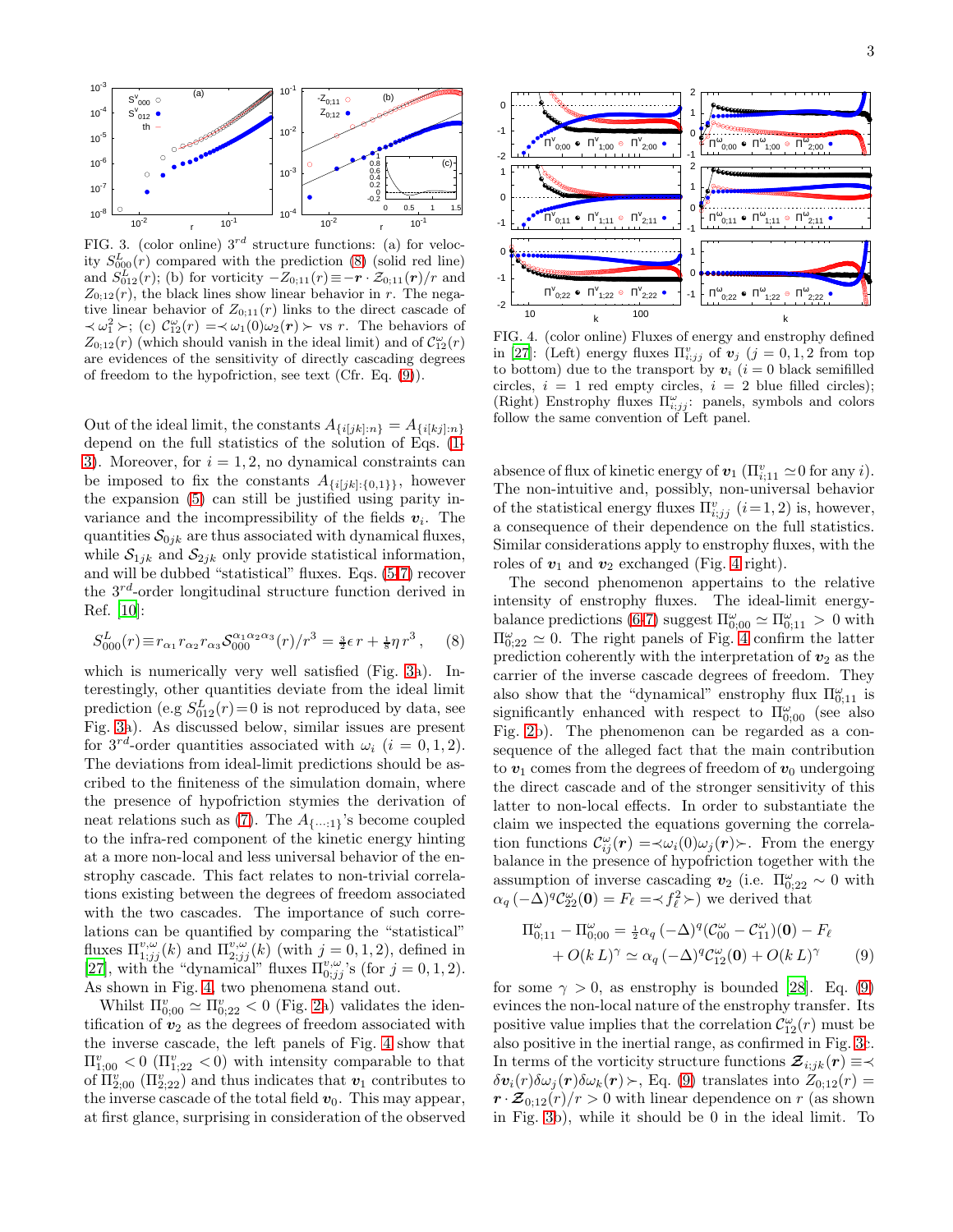10^-3
10^-4
10^-5
10^-6
10^-7
10^-8
(a)
$S^v_{000}$
$S^v_{012}$
th
$10^{-2}$ r $10^{-1}$

10^-1
10^-2
10^-3
10^-4
(b)
$-Z_{0;11}$
$Z_{0;12}$
(c)
1 0.8 0.6 0.4 0.2 0 -0.2
0 0.5 1 1.5
$10^{-2}$ r $10^{-1}$

FIG. 3. (color online) $3^{rd}$ structure functions: (a) for velocity $S^L_{000}(r)$ compared with the prediction (8) (solid red line) and $S^L_{012}(r)$; (b) for vorticity $-Z_{0;11}(r) \equiv -\boldsymbol{r}\cdot\mathcal{Z}_{0;11}(\boldsymbol{r})/r$ and $Z_{0;12}(r)$, the black lines show linear behavior in $r$. The negative linear behavior of $Z_{0;11}(r)$ links to the direct cascade of $\prec \omega_1^2 \succ$; (c) $\mathcal{C}^\omega_{12}(r) = \prec \omega_1(0)\omega_2(\boldsymbol{r}) \succ$ vs $r$. The behaviors of $Z_{0;12}(r)$ (which should vanish in the ideal limit) and of $\mathcal{C}^\omega_{12}(r)$ are evidences of the sensitivity of directly cascading degrees of freedom to the hypofriction, see text (Cfr. Eq. (9)).

Out of the ideal limit, the constants $A_{\{i[jk]:n\}} = A_{\{i[kj]:n\}}$ depend on the full statistics of the solution of Eqs. (1-3). Moreover, for $i = 1, 2$, no dynamical constraints can be imposed to fix the constants $A_{\{i[jk]:\{0,1\}\}}$, however the expansion (5) can still be justified using parity invariance and the incompressibility of the fields $\boldsymbol{v}_i$. The quantities $\mathcal{S}_{0jk}$ are thus associated with dynamical fluxes, while $\mathcal{S}_{1jk}$ and $\mathcal{S}_{2jk}$ only provide statistical information, and will be dubbed "statistical" fluxes. Eqs. (5-7) recover the $3^{rd}$-order longitudinal structure function derived in Ref. [10]:

$$S^L_{000}(r) \equiv r_{\alpha_1} r_{\alpha_2} r_{\alpha_3} \mathcal{S}^{\alpha_1\alpha_2\alpha_3}_{000}(r)/r^3 = \tfrac{3}{2}\epsilon\, r + \tfrac{1}{8}\eta\, r^3 , \quad (8)$$

which is numerically very well satisfied (Fig. 3a). Interestingly, other quantities deviate from the ideal limit prediction (e.g $S^L_{012}(r) = 0$ is not reproduced by data, see Fig. 3a). As discussed below, similar issues are present for $3^{rd}$-order quantities associated with $\omega_i$ ($i = 0, 1, 2$). The deviations from ideal-limit predictions should be ascribed to the finiteness of the simulation domain, where the presence of hypofriction stymies the derivation of neat relations such as (7). The $A_{\{\cdots:1\}}$'s become coupled to the infra-red component of the kinetic energy hinting at a more non-local and less universal behavior of the enstrophy cascade. This fact relates to non-trivial correlations existing between the degrees of freedom associated with the two cascades. The importance of such correlations can be quantified by comparing the "statistical" fluxes $\Pi^{v,\omega}_{1;jj}(k)$ and $\Pi^{v,\omega}_{2;jj}(k)$ (with $j = 0, 1, 2$), defined in [27], with the "dynamical" fluxes $\Pi^{v,\omega}_{0;jj}$'s (for $j = 0, 1, 2$). As shown in Fig. 4, two phenomena stand out.

Whilst $\Pi^v_{0;00} \simeq \Pi^v_{0;22} < 0$ (Fig. 2a) validates the identification of $\boldsymbol{v}_2$ as the degrees of freedom associated with the inverse cascade, the left panels of Fig. 4 show that $\Pi^v_{1;00} < 0$ ($\Pi^v_{1;22} < 0$) with intensity comparable to that of $\Pi^v_{2;00}$ ($\Pi^v_{2;22}$) and thus indicates that $\boldsymbol{v}_1$ contributes to the inverse cascade of the total field $\boldsymbol{v}_0$. This may appear, at first glance, surprising in consideration of the observed absence of flux of kinetic energy of $\boldsymbol{v}_1$ ($\Pi^v_{i;11} \simeq 0$ for any $i$). The non-intuitive and, possibly, non-universal behavior of the statistical energy fluxes $\Pi^v_{i;jj}$ ($i = 1, 2$) is, however, a consequence of their dependence on the full statistics. Similar considerations apply to enstrophy fluxes, with the roles of $\boldsymbol{v}_1$ and $\boldsymbol{v}_2$ exchanged (Fig. 4 right).

$\Pi^v_{0;00}$ $\Pi^v_{1;00}$ $\Pi^v_{2;00}$
$\Pi^\omega_{0;00}$ $\Pi^\omega_{1;00}$ $\Pi^\omega_{2;00}$
$\Pi^v_{0;11}$ $\Pi^v_{1;11}$ $\Pi^v_{2;11}$
$\Pi^\omega_{0;11}$ $\Pi^\omega_{1;11}$ $\Pi^\omega_{2;11}$
$\Pi^v_{0;22}$ $\Pi^v_{1;22}$ $\Pi^v_{2;22}$
$\Pi^\omega_{0;22}$ $\Pi^\omega_{1;22}$ $\Pi^\omega_{2;22}$
10 k 100
k

FIG. 4. (color online) Fluxes of energy and enstrophy defined in [27]: (Left) energy fluxes $\Pi^v_{i;jj}$ of $\boldsymbol{v}_j$ ($j = 0, 1, 2$ from top to bottom) due to the transport by $\boldsymbol{v}_i$ ($i = 0$ black semifilled circles, $i = 1$ red empty circles, $i = 2$ blue filled circles); (Right) Enstrophy fluxes $\Pi^\omega_{i;jj}$: panels, symbols and colors follow the same convention of Left panel.

The second phenomenon appertains to the relative intensity of enstrophy fluxes. The ideal-limit energy-balance predictions (6-7) suggest $\Pi^\omega_{0;00} \simeq \Pi^\omega_{0;11} > 0$ with $\Pi^\omega_{0;22} \simeq 0$. The right panels of Fig. 4 confirm the latter prediction coherently with the interpretation of $\boldsymbol{v}_2$ as the carrier of the inverse cascade degrees of freedom. They also show that the "dynamical" enstrophy flux $\Pi^\omega_{0;11}$ is significantly enhanced with respect to $\Pi^\omega_{0;00}$ (see also Fig. 2b). The phenomenon can be regarded as a consequence of the alleged fact that the main contribution to $\boldsymbol{v}_1$ comes from the degrees of freedom of $\boldsymbol{v}_0$ undergoing the direct cascade and of the stronger sensitivity of this latter to non-local effects. In order to substantiate the claim we inspected the equations governing the correlation functions $\mathcal{C}^\omega_{ij}(\boldsymbol{r}) = \prec \omega_i(0)\omega_j(\boldsymbol{r}) \succ$. From the energy balance in the presence of hypofriction together with the assumption of inverse cascading $\boldsymbol{v}_2$ (i.e. $\Pi^\omega_{0;22} \sim 0$ with $\alpha_q(-\Delta)^q \mathcal{C}^\omega_{22}(\boldsymbol{0}) = F_\ell = \prec f_\ell^2 \succ$) we derived that

$$\begin{aligned}\Pi^\omega_{0;11} - \Pi^\omega_{0;00} &= \tfrac{1}{2}\alpha_q(-\Delta)^q(\mathcal{C}^\omega_{00} - \mathcal{C}^\omega_{11})(\boldsymbol{0}) - F_\ell \\ &+ O(k\,L)^\gamma \simeq \alpha_q(-\Delta)^q \mathcal{C}^\omega_{12}(\boldsymbol{0}) + O(k\,L)^\gamma \end{aligned} \quad (9)$$

for some $\gamma > 0$, as enstrophy is bounded [28]. Eq. (9) evinces the non-local nature of the enstrophy transfer. Its positive value implies that the correlation $\mathcal{C}^\omega_{12}(r)$ must be also positive in the inertial range, as confirmed in Fig. 3c. In terms of the vorticity structure functions $\boldsymbol{\mathcal{Z}}_{i;jk}(\boldsymbol{r}) \equiv \prec \delta\boldsymbol{v}_i(\boldsymbol{r})\delta\omega_j(\boldsymbol{r})\delta\omega_k(\boldsymbol{r}) \succ$, Eq. (9) translates into $Z_{0;12}(r) = \boldsymbol{r}\cdot\boldsymbol{\mathcal{Z}}_{0;12}(r)/r > 0$ with linear dependence on $r$ (as shown in Fig. 3b), while it should be 0 in the ideal limit. To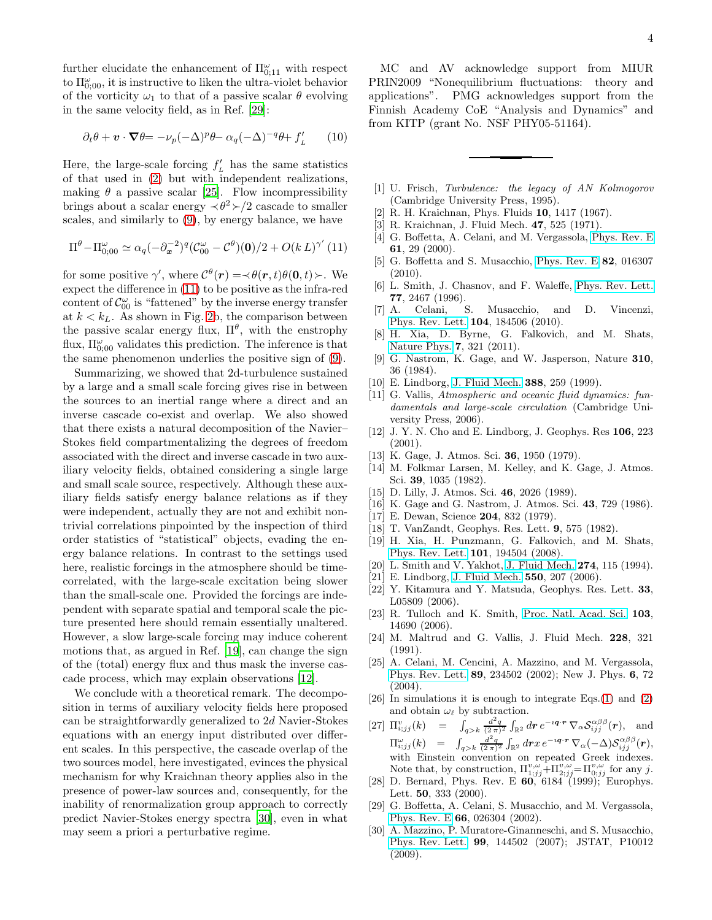further elucidate the enhancement of $\Pi^{\omega}_{0;11}$ with respect to $\Pi^{\omega}_{0;00}$, it is instructive to liken the ultra-violet behavior of the vorticity $\omega_1$ to that of a passive scalar $\theta$ evolving in the same velocity field, as in Ref. [29]:

$$\partial_t \theta + \boldsymbol{v} \cdot \boldsymbol{\nabla} \theta = -\nu_p(-\Delta)^p \theta - \alpha_q(-\Delta)^{-q}\theta + f'_L \qquad (10)$$

Here, the large-scale forcing $f'_L$ has the same statistics of that used in (2) but with independent realizations, making $\theta$ a passive scalar [25]. Flow incompressibility brings about a scalar energy $\prec \theta^2 \succ /2$ cascade to smaller scales, and similarly to (9), by energy balance, we have

$$\Pi^{\theta} - \Pi^{\omega}_{0;00} \simeq \alpha_q(-\partial_{\boldsymbol{x}}^{-2})^q (\mathcal{C}^{\omega}_{00} - \mathcal{C}^{\theta})(\mathbf{0})/2 + O(k\,L)^{\gamma'} \quad (11)$$

for some positive $\gamma'$, where $\mathcal{C}^{\theta}(\boldsymbol{r}) = \prec \theta(\boldsymbol{r},t)\theta(\mathbf{0},t) \succ$. We expect the difference in (11) to be positive as the infra-red content of $\mathcal{C}^{\omega}_{00}$ is "fattened" by the inverse energy transfer at $k < k_L$. As shown in Fig. 2b, the comparison between the passive scalar energy flux, $\Pi^{\theta}$, with the enstrophy flux, $\Pi^{\omega}_{0;00}$ validates this prediction. The inference is that the same phenomenon underlies the positive sign of (9).

Summarizing, we showed that 2d-turbulence sustained by a large and a small scale forcing gives rise in between the sources to an inertial range where a direct and an inverse cascade co-exist and overlap. We also showed that there exists a natural decomposition of the Navier–Stokes field compartmentalizing the degrees of freedom associated with the direct and inverse cascade in two auxiliary velocity fields, obtained considering a single large and small scale source, respectively. Although these auxiliary fields satisfy energy balance relations as if they were independent, actually they are not and exhibit non-trivial correlations pinpointed by the inspection of third order statistics of "statistical" objects, evading the energy balance relations. In contrast to the settings used here, realistic forcings in the atmosphere should be time-correlated, with the large-scale excitation being slower than the small-scale one. Provided the forcings are independent with separate spatial and temporal scale the picture presented here should remain essentially unaltered. However, a slow large-scale forcing may induce coherent motions that, as argued in Ref. [19], can change the sign of the (total) energy flux and thus mask the inverse cascade process, which may explain observations [12].

We conclude with a theoretical remark. The decomposition in terms of auxiliary velocity fields here proposed can be straightforwardly generalized to $2d$ Navier-Stokes equations with an energy input distributed over different scales. In this perspective, the cascade overlap of the two sources model, here investigated, evinces the physical mechanism for why Kraichnan theory applies also in the presence of power-law sources and, consequently, for the inability of renormalization group approach to correctly predict Navier-Stokes energy spectra [30], even in what may seem a priori a perturbative regime.

MC and AV acknowledge support from MIUR PRIN2009 "Nonequilibrium fluctuations: theory and applications". PMG acknowledges support from the Finnish Academy CoE "Analysis and Dynamics" and from KITP (grant No. NSF PHY05-51164).

---

[1] U. Frisch, *Turbulence: the legacy of AN Kolmogorov* (Cambridge University Press, 1995).

[2] R. H. Kraichnan, Phys. Fluids **10**, 1417 (1967).

[3] R. Kraichnan, J. Fluid Mech. **47**, 525 (1971).

[4] G. Boffetta, A. Celani, and M. Vergassola, Phys. Rev. E **61**, 29 (2000).

[5] G. Boffetta and S. Musacchio, Phys. Rev. E **82**, 016307 (2010).

[6] L. Smith, J. Chasnov, and F. Waleffe, Phys. Rev. Lett. **77**, 2467 (1996).

[7] A. Celani, S. Musacchio, and D. Vincenzi, Phys. Rev. Lett. **104**, 184506 (2010).

[8] H. Xia, D. Byrne, G. Falkovich, and M. Shats, Nature Phys. **7**, 321 (2011).

[9] G. Nastrom, K. Gage, and W. Jasperson, Nature **310**, 36 (1984).

[10] E. Lindborg, J. Fluid Mech. **388**, 259 (1999).

[11] G. Vallis, *Atmospheric and oceanic fluid dynamics: fundamentals and large-scale circulation* (Cambridge University Press, 2006).

[12] J. Y. N. Cho and E. Lindborg, J. Geophys. Res **106**, 223 (2001).

[13] K. Gage, J. Atmos. Sci. **36**, 1950 (1979).

[14] M. Folkmar Larsen, M. Kelley, and K. Gage, J. Atmos. Sci. **39**, 1035 (1982).

[15] D. Lilly, J. Atmos. Sci. **46**, 2026 (1989).

[16] K. Gage and G. Nastrom, J. Atmos. Sci. **43**, 729 (1986).

[17] E. Dewan, Science **204**, 832 (1979).

[18] T. VanZandt, Geophys. Res. Lett. **9**, 575 (1982).

[19] H. Xia, H. Punzmann, G. Falkovich, and M. Shats, Phys. Rev. Lett. **101**, 194504 (2008).

[20] L. Smith and V. Yakhot, J. Fluid Mech. **274**, 115 (1994).

[21] E. Lindborg, J. Fluid Mech. **550**, 207 (2006).

[22] Y. Kitamura and Y. Matsuda, Geophys. Res. Lett. **33**, L05809 (2006).

[23] R. Tulloch and K. Smith, Proc. Natl. Acad. Sci. **103**, 14690 (2006).

[24] M. Maltrud and G. Vallis, J. Fluid Mech. **228**, 321 (1991).

[25] A. Celani, M. Cencini, A. Mazzino, and M. Vergassola, Phys. Rev. Lett. **89**, 234502 (2002); New J. Phys. **6**, 72 (2004).

[26] In simulations it is enough to integrate Eqs.(1) and (2) and obtain $\omega_\ell$ by subtraction.

[27] $\Pi^{v}_{i;jj}(k) = \int_{q>k} \frac{d^2q}{(2\,\pi)^2} \int_{\mathbb{R}^2} d\boldsymbol{r}\, e^{-\imath \boldsymbol{q}\cdot\boldsymbol{r}}\, \nabla_\alpha \mathcal{S}^{\alpha\beta\beta}_{ijj}(\boldsymbol{r})$, and $\Pi^{\omega}_{i;jj}(k) = \int_{q>k} \frac{d^2q}{(2\,\pi)^2} \int_{\mathbb{R}^2} d\boldsymbol{r} x\, e^{-\imath \boldsymbol{q}\cdot\boldsymbol{r}}\, \nabla_\alpha (-\Delta) \mathcal{S}^{\alpha\beta\beta}_{ijj}(\boldsymbol{r})$, with Einstein convention on repeated Greek indexes. Note that, by construction, $\Pi^{v,\omega}_{1;jj} + \Pi^{v,\omega}_{2;jj} = \Pi^{v,\omega}_{0;jj}$ for any $j$.

[28] D. Bernard, Phys. Rev. E **60**, 6184 (1999); Europhys. Lett. **50**, 333 (2000).

[29] G. Boffetta, A. Celani, S. Musacchio, and M. Vergassola, Phys. Rev. E **66**, 026304 (2002).

[30] A. Mazzino, P. Muratore-Ginanneschi, and S. Musacchio, Phys. Rev. Lett. **99**, 144502 (2007); JSTAT, P10012 (2009).